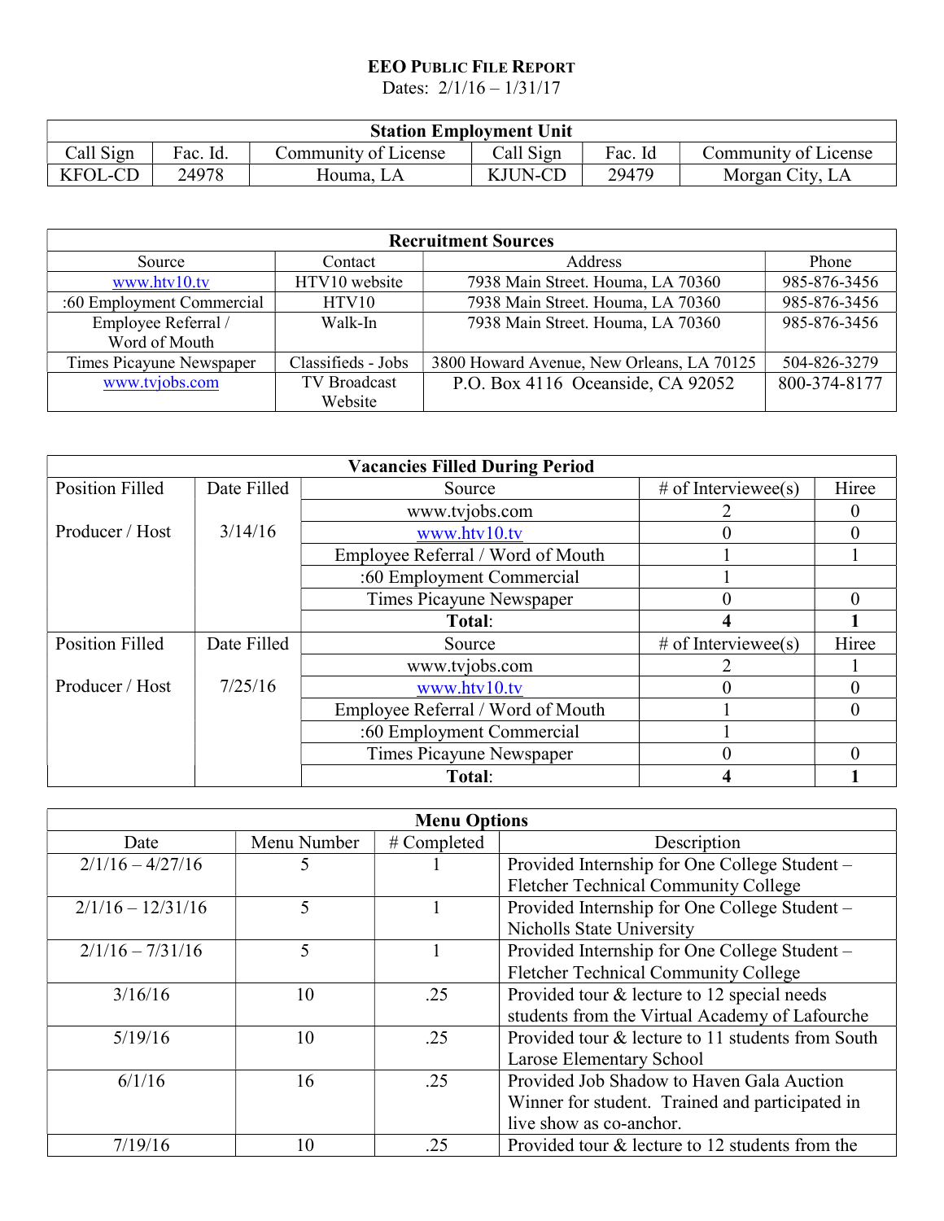# EEO PUBLIC FILE REPORT

Dates: 2/1/16 – 1/31/17

| Station Employment Unit | | | | | |
|---|---|---|---|---|---|
| Call Sign | Fac. Id. | Community of License | Call Sign | Fac. Id | Community of License |
| KFOL-CD | 24978 | Houma, LA | KJUN-CD | 29479 | Morgan City, LA |

| Recruitment Sources | | | |
|---|---|---|---|
| Source | Contact | Address | Phone |
| www.htv10.tv | HTV10 website | 7938 Main Street. Houma, LA 70360 | 985-876-3456 |
| :60 Employment Commercial | HTV10 | 7938 Main Street. Houma, LA 70360 | 985-876-3456 |
| Employee Referral / Word of Mouth | Walk-In | 7938 Main Street. Houma, LA 70360 | 985-876-3456 |
| Times Picayune Newspaper | Classifieds - Jobs | 3800 Howard Avenue, New Orleans, LA 70125 | 504-826-3279 |
| www.tvjobs.com | TV Broadcast Website | P.O. Box 4116 Oceanside, CA 92052 | 800-374-8177 |

| Vacancies Filled During Period | | | | |
|---|---|---|---|---|
| Position Filled | Date Filled | Source | # of Interviewee(s) | Hiree |
| Producer / Host | 3/14/16 | www.tvjobs.com | 2 | 0 |
| | | www.htv10.tv | 0 | 0 |
| | | Employee Referral / Word of Mouth | 1 | 1 |
| | | :60 Employment Commercial | 1 | |
| | | Times Picayune Newspaper | 0 | 0 |
| | | **Total:** | **4** | **1** |
| Position Filled | Date Filled | Source | # of Interviewee(s) | Hiree |
| Producer / Host | 7/25/16 | www.tvjobs.com | 2 | 1 |
| | | www.htv10.tv | 0 | 0 |
| | | Employee Referral / Word of Mouth | 1 | 0 |
| | | :60 Employment Commercial | 1 | |
| | | Times Picayune Newspaper | 0 | 0 |
| | | **Total:** | **4** | **1** |

| Menu Options | | | |
|---|---|---|---|
| Date | Menu Number | # Completed | Description |
| 2/1/16 – 4/27/16 | 5 | 1 | Provided Internship for One College Student – Fletcher Technical Community College |
| 2/1/16 – 12/31/16 | 5 | 1 | Provided Internship for One College Student – Nicholls State University |
| 2/1/16 – 7/31/16 | 5 | 1 | Provided Internship for One College Student – Fletcher Technical Community College |
| 3/16/16 | 10 | .25 | Provided tour & lecture to 12 special needs students from the Virtual Academy of Lafourche |
| 5/19/16 | 10 | .25 | Provided tour & lecture to 11 students from South Larose Elementary School |
| 6/1/16 | 16 | .25 | Provided Job Shadow to Haven Gala Auction Winner for student. Trained and participated in live show as co-anchor. |
| 7/19/16 | 10 | .25 | Provided tour & lecture to 12 students from the |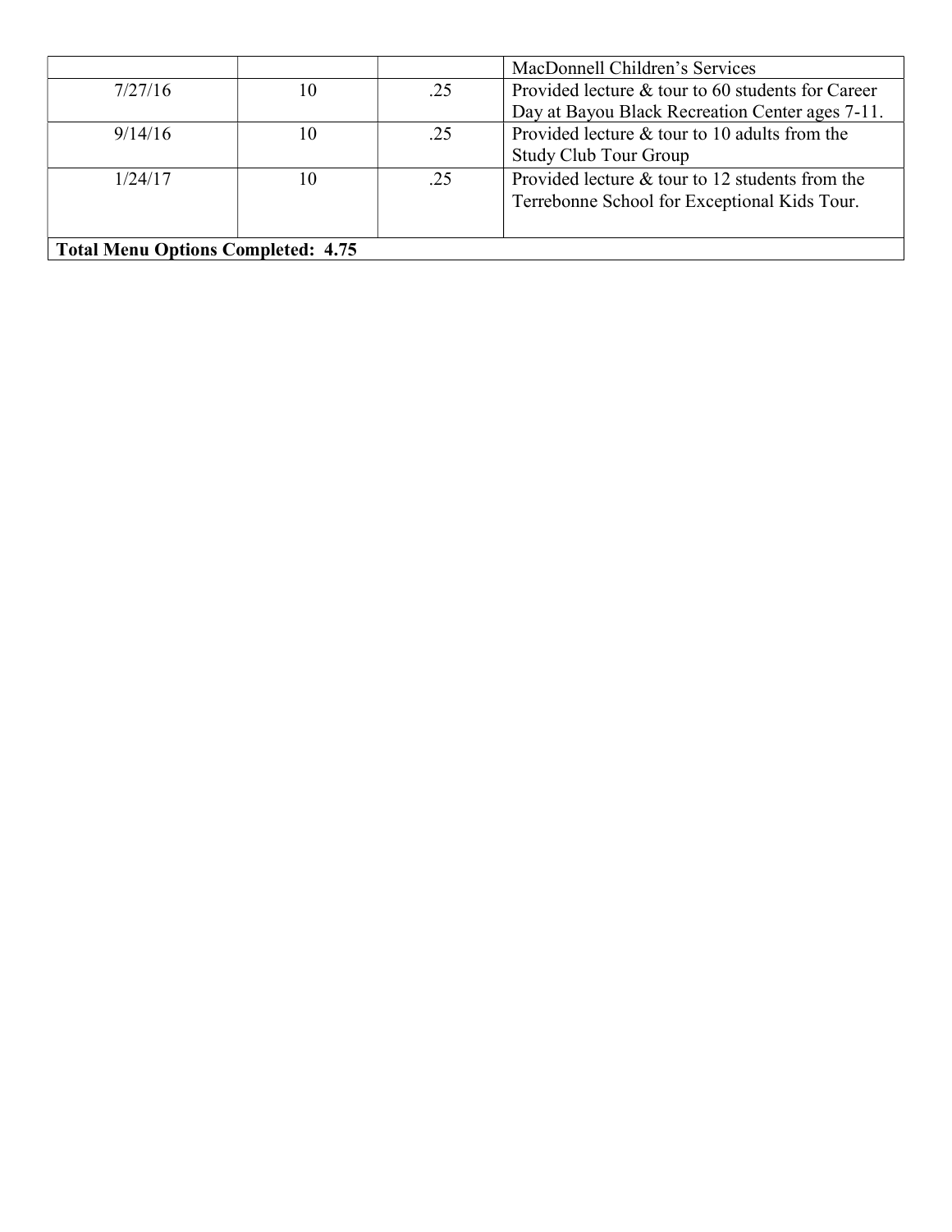| | | | |
|---|---|---|---|
| | | | MacDonnell Children's Services |
| 7/27/16 | 10 | .25 | Provided lecture & tour to 60 students for Career Day at Bayou Black Recreation Center ages 7-11. |
| 9/14/16 | 10 | .25 | Provided lecture & tour to 10 adults from the Study Club Tour Group |
| 1/24/17 | 10 | .25 | Provided lecture & tour to 12 students from the Terrebonne School for Exceptional Kids Tour. |
| **Total Menu Options Completed: 4.75** | | | |